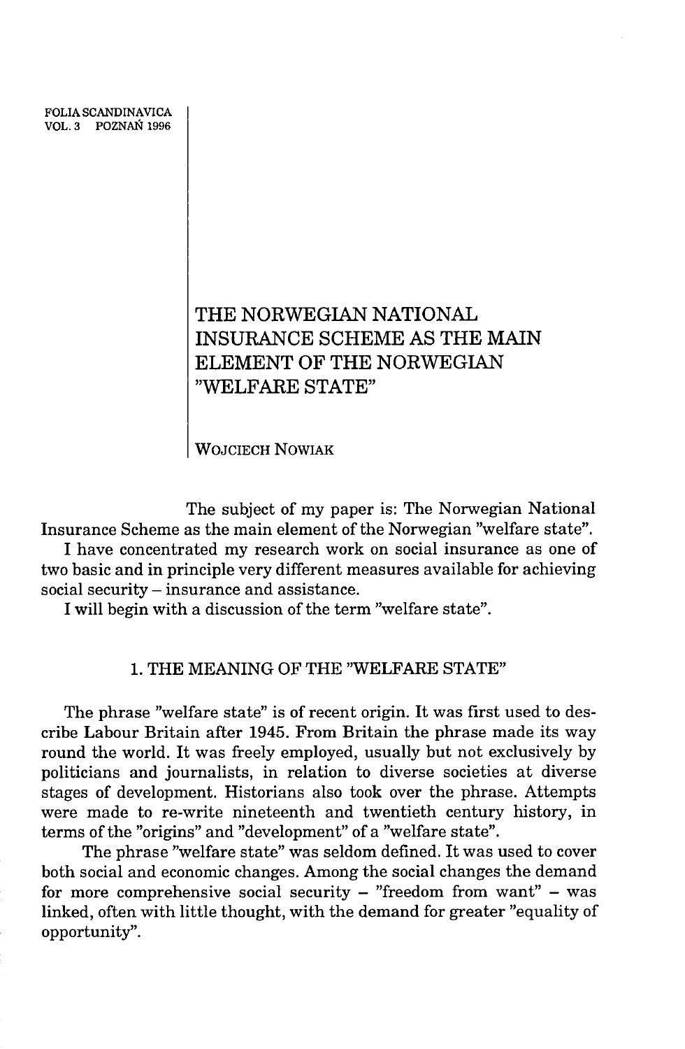FOLIA SCANDINAVICA
VOL. 3 POZNAŃ 1996

# THE NORWEGIAN NATIONAL INSURANCE SCHEME AS THE MAIN ELEMENT OF THE NORWEGIAN "WELFARE STATE"

WOJCIECH NOWIAK

The subject of my paper is: The Norwegian National Insurance Scheme as the main element of the Norwegian "welfare state".

I have concentrated my research work on social insurance as one of two basic and in principle very different measures available for achieving social security – insurance and assistance.

I will begin with a discussion of the term "welfare state".

## 1. THE MEANING OF THE "WELFARE STATE"

The phrase "welfare state" is of recent origin. It was first used to describe Labour Britain after 1945. From Britain the phrase made its way round the world. It was freely employed, usually but not exclusively by politicians and journalists, in relation to diverse societies at diverse stages of development. Historians also took over the phrase. Attempts were made to re-write nineteenth and twentieth century history, in terms of the "origins" and "development" of a "welfare state".

The phrase "welfare state" was seldom defined. It was used to cover both social and economic changes. Among the social changes the demand for more comprehensive social security – "freedom from want" – was linked, often with little thought, with the demand for greater "equality of opportunity".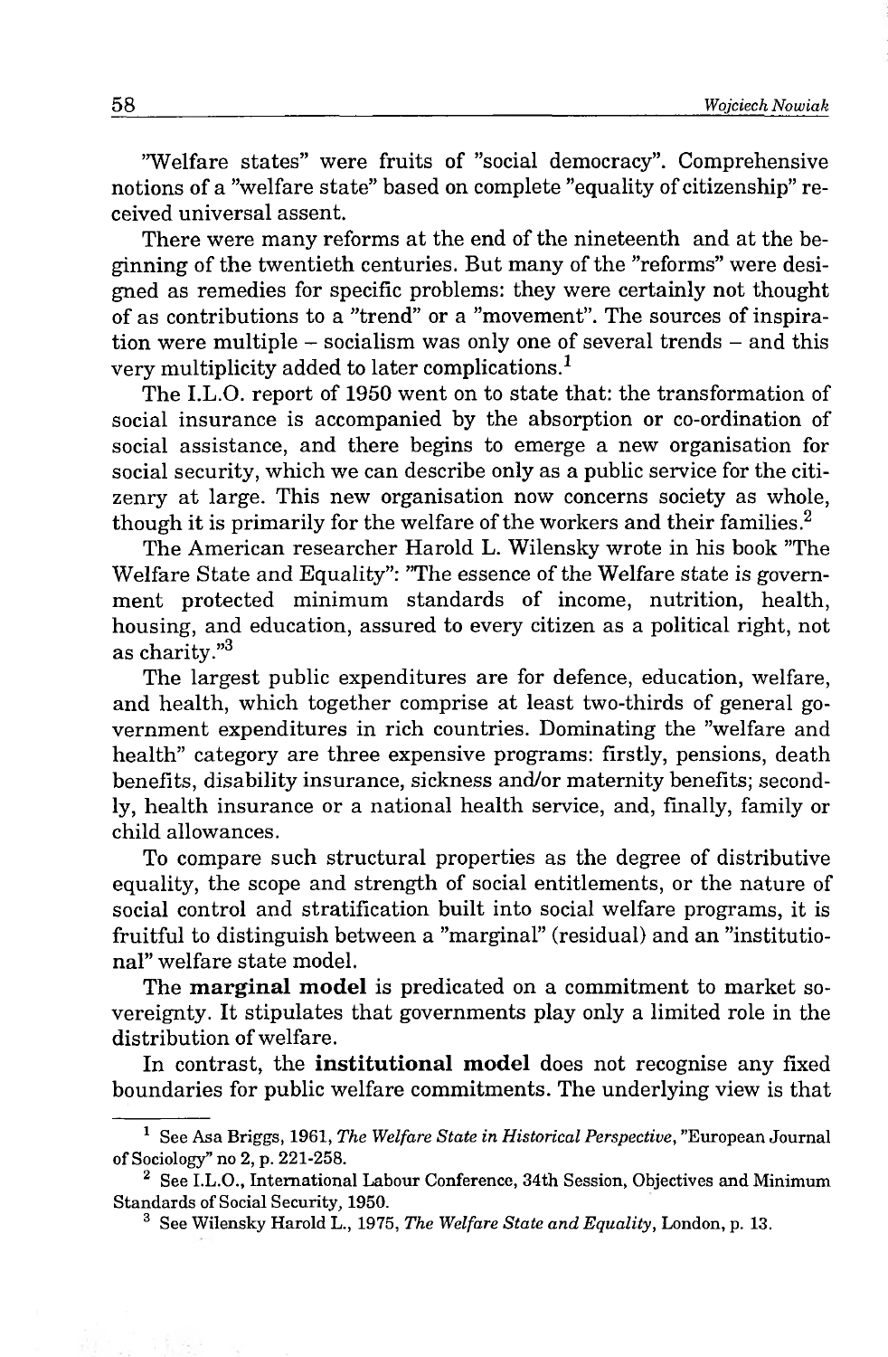"Welfare states" were fruits of "social democracy". Comprehensive notions of a "welfare state" based on complete "equality of citizenship" received universal assent.

There were many reforms at the end of the nineteenth and at the beginning of the twentieth centuries. But many of the "reforms" were designed as remedies for specific problems: they were certainly not thought of as contributions to a "trend" or a "movement". The sources of inspiration were multiple – socialism was only one of several trends – and this very multiplicity added to later complications.[1]

The I.L.O. report of 1950 went on to state that: the transformation of social insurance is accompanied by the absorption or co-ordination of social assistance, and there begins to emerge a new organisation for social security, which we can describe only as a public service for the citizenry at large. This new organisation now concerns society as whole, though it is primarily for the welfare of the workers and their families.[2]

The American researcher Harold L. Wilensky wrote in his book "The Welfare State and Equality": "The essence of the Welfare state is government protected minimum standards of income, nutrition, health, housing, and education, assured to every citizen as a political right, not as charity."[3]

The largest public expenditures are for defence, education, welfare, and health, which together comprise at least two-thirds of general government expenditures in rich countries. Dominating the "welfare and health" category are three expensive programs: firstly, pensions, death benefits, disability insurance, sickness and/or maternity benefits; secondly, health insurance or a national health service, and, finally, family or child allowances.

To compare such structural properties as the degree of distributive equality, the scope and strength of social entitlements, or the nature of social control and stratification built into social welfare programs, it is fruitful to distinguish between a "marginal" (residual) and an "institutional" welfare state model.

The **marginal model** is predicated on a commitment to market sovereignty. It stipulates that governments play only a limited role in the distribution of welfare.

In contrast, the **institutional model** does not recognise any fixed boundaries for public welfare commitments. The underlying view is that

---

[1] See Asa Briggs, 1961, *The Welfare State in Historical Perspective*, "European Journal of Sociology" no 2, p. 221-258.

[2] See I.L.O., International Labour Conference, 34th Session, Objectives and Minimum Standards of Social Security, 1950.

[3] See Wilensky Harold L., 1975, *The Welfare State and Equality*, London, p. 13.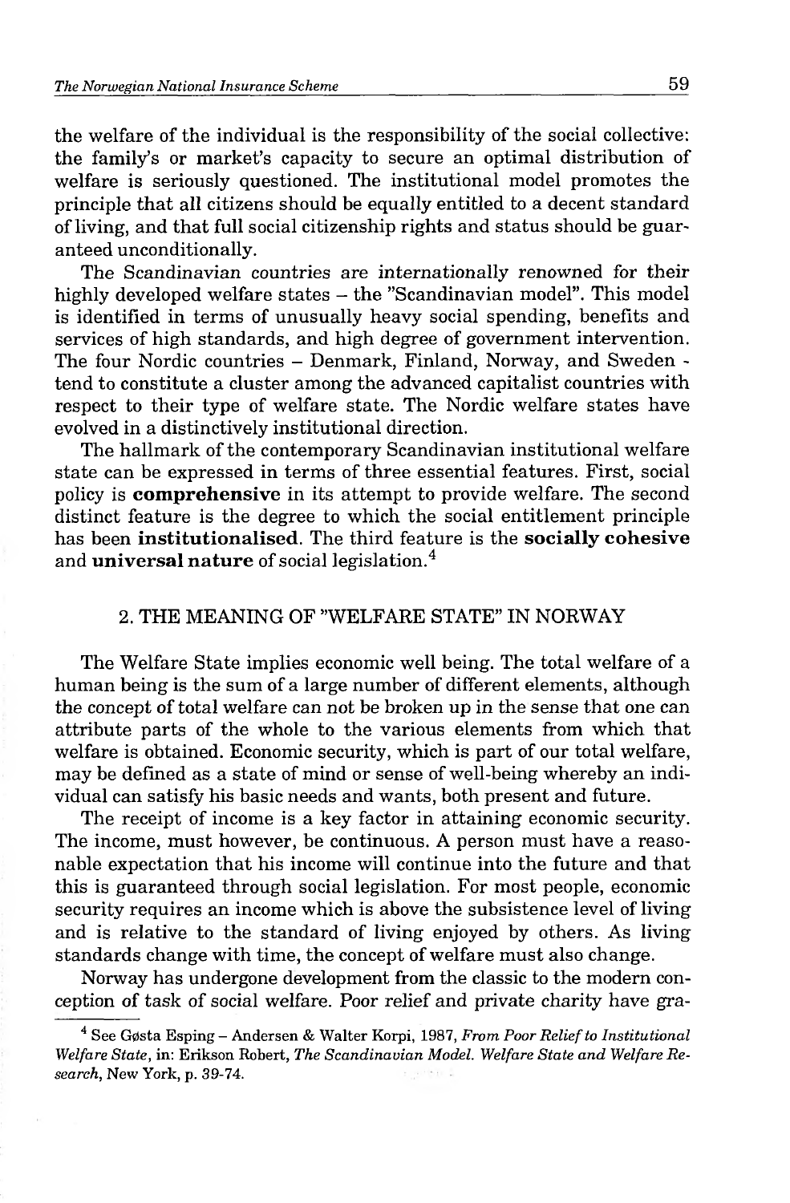the welfare of the individual is the responsibility of the social collective: the family's or market's capacity to secure an optimal distribution of welfare is seriously questioned. The institutional model promotes the principle that all citizens should be equally entitled to a decent standard of living, and that full social citizenship rights and status should be guaranteed unconditionally.

The Scandinavian countries are internationally renowned for their highly developed welfare states – the "Scandinavian model". This model is identified in terms of unusually heavy social spending, benefits and services of high standards, and high degree of government intervention. The four Nordic countries – Denmark, Finland, Norway, and Sweden - tend to constitute a cluster among the advanced capitalist countries with respect to their type of welfare state. The Nordic welfare states have evolved in a distinctively institutional direction.

The hallmark of the contemporary Scandinavian institutional welfare state can be expressed in terms of three essential features. First, social policy is **comprehensive** in its attempt to provide welfare. The second distinct feature is the degree to which the social entitlement principle has been **institutionalised**. The third feature is the **socially cohesive** and **universal nature** of social legislation.[4]

## 2. THE MEANING OF "WELFARE STATE" IN NORWAY

The Welfare State implies economic well being. The total welfare of a human being is the sum of a large number of different elements, although the concept of total welfare can not be broken up in the sense that one can attribute parts of the whole to the various elements from which that welfare is obtained. Economic security, which is part of our total welfare, may be defined as a state of mind or sense of well-being whereby an individual can satisfy his basic needs and wants, both present and future.

The receipt of income is a key factor in attaining economic security. The income, must however, be continuous. A person must have a reasonable expectation that his income will continue into the future and that this is guaranteed through social legislation. For most people, economic security requires an income which is above the subsistence level of living and is relative to the standard of living enjoyed by others. As living standards change with time, the concept of welfare must also change.

Norway has undergone development from the classic to the modern conception of task of social welfare. Poor relief and private charity have gra-

[4] See Gøsta Esping – Andersen & Walter Korpi, 1987, *From Poor Relief to Institutional Welfare State*, in: Erikson Robert, *The Scandinavian Model. Welfare State and Welfare Research*, New York, p. 39-74.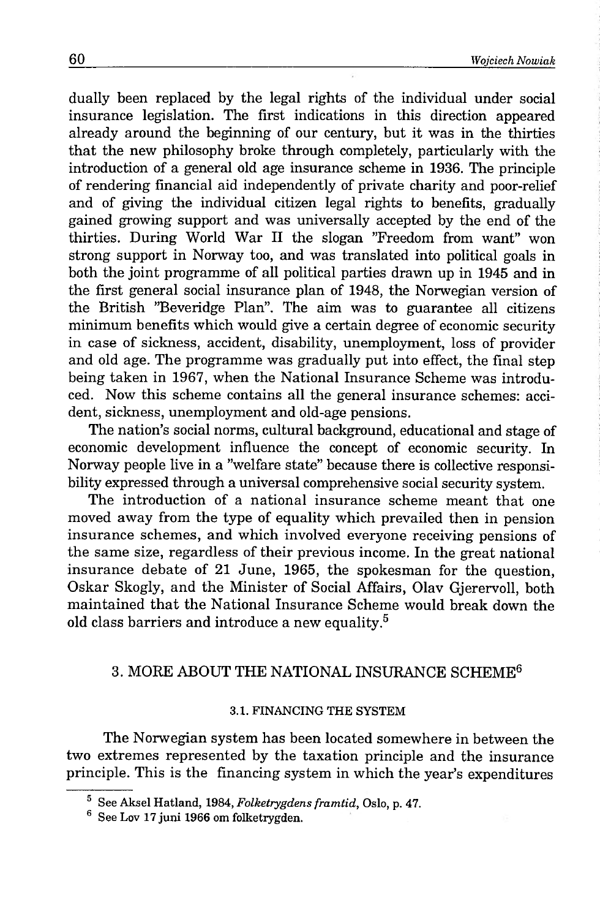dually been replaced by the legal rights of the individual under social insurance legislation. The first indications in this direction appeared already around the beginning of our century, but it was in the thirties that the new philosophy broke through completely, particularly with the introduction of a general old age insurance scheme in 1936. The principle of rendering financial aid independently of private charity and poor-relief and of giving the individual citizen legal rights to benefits, gradually gained growing support and was universally accepted by the end of the thirties. During World War II the slogan "Freedom from want" won strong support in Norway too, and was translated into political goals in both the joint programme of all political parties drawn up in 1945 and in the first general social insurance plan of 1948, the Norwegian version of the British "Beveridge Plan". The aim was to guarantee all citizens minimum benefits which would give a certain degree of economic security in case of sickness, accident, disability, unemployment, loss of provider and old age. The programme was gradually put into effect, the final step being taken in 1967, when the National Insurance Scheme was introduced. Now this scheme contains all the general insurance schemes: accident, sickness, unemployment and old-age pensions.

The nation's social norms, cultural background, educational and stage of economic development influence the concept of economic security. In Norway people live in a "welfare state" because there is collective responsibility expressed through a universal comprehensive social security system.

The introduction of a national insurance scheme meant that one moved away from the type of equality which prevailed then in pension insurance schemes, and which involved everyone receiving pensions of the same size, regardless of their previous income. In the great national insurance debate of 21 June, 1965, the spokesman for the question, Oskar Skogly, and the Minister of Social Affairs, Olav Gjerervoll, both maintained that the National Insurance Scheme would break down the old class barriers and introduce a new equality.[5]

## 3. MORE ABOUT THE NATIONAL INSURANCE SCHEME[6]

### 3.1. FINANCING THE SYSTEM

The Norwegian system has been located somewhere in between the two extremes represented by the taxation principle and the insurance principle. This is the financing system in which the year's expenditures

---

[5] See Aksel Hatland, 1984, *Folketrygdens framtid*, Oslo, p. 47.

[6] See Lov 17 juni 1966 om folketrygden.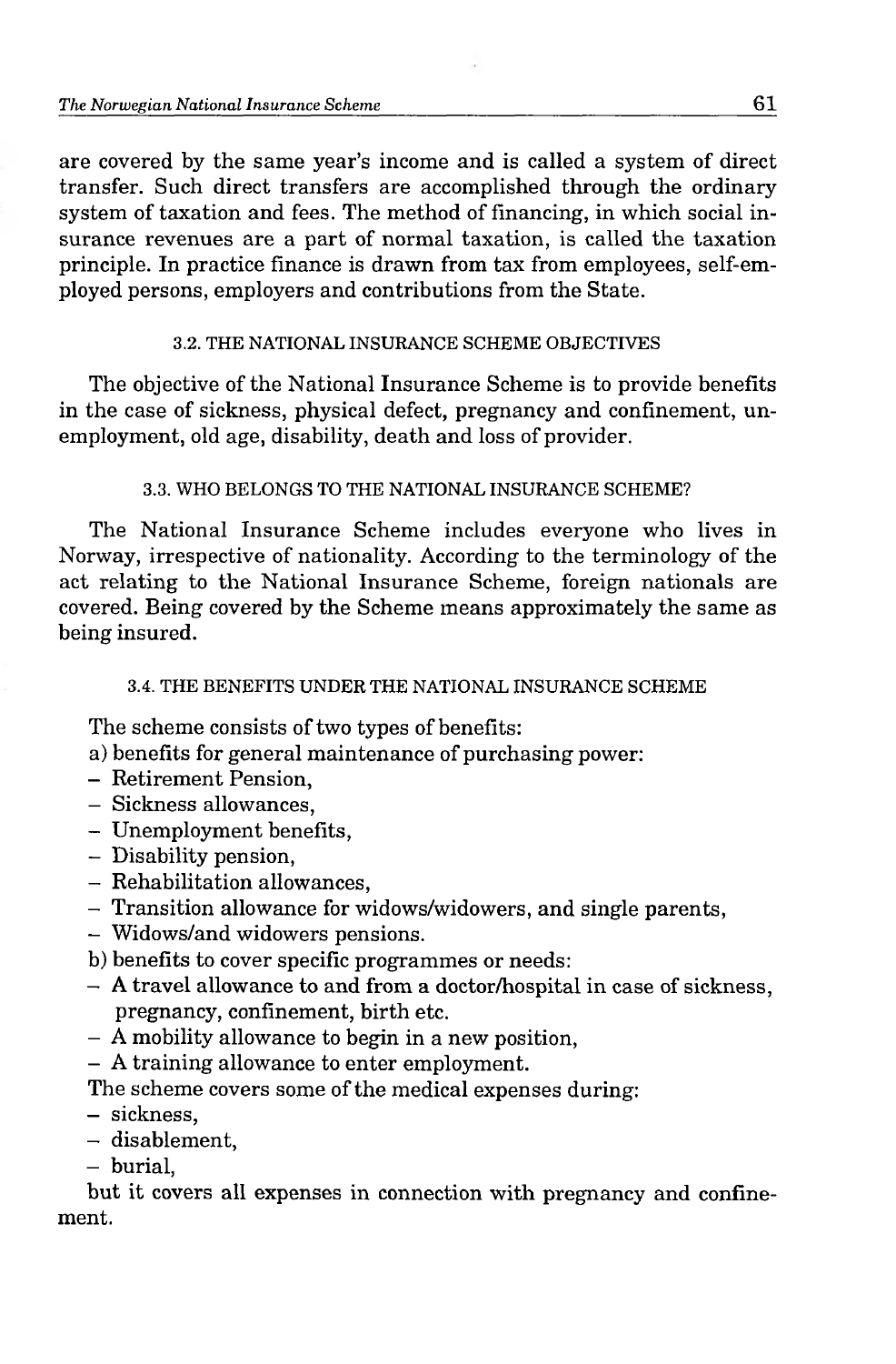are covered by the same year's income and is called a system of direct transfer. Such direct transfers are accomplished through the ordinary system of taxation and fees. The method of financing, in which social insurance revenues are a part of normal taxation, is called the taxation principle. In practice finance is drawn from tax from employees, self-employed persons, employers and contributions from the State.

### 3.2. THE NATIONAL INSURANCE SCHEME OBJECTIVES

The objective of the National Insurance Scheme is to provide benefits in the case of sickness, physical defect, pregnancy and confinement, unemployment, old age, disability, death and loss of provider.

### 3.3. WHO BELONGS TO THE NATIONAL INSURANCE SCHEME?

The National Insurance Scheme includes everyone who lives in Norway, irrespective of nationality. According to the terminology of the act relating to the National Insurance Scheme, foreign nationals are covered. Being covered by the Scheme means approximately the same as being insured.

### 3.4. THE BENEFITS UNDER THE NATIONAL INSURANCE SCHEME

The scheme consists of two types of benefits:

a) benefits for general maintenance of purchasing power:

- Retirement Pension,
- Sickness allowances,
- Unemployment benefits,
- Disability pension,
- Rehabilitation allowances,
- Transition allowance for widows/widowers, and single parents,
- Widows/and widowers pensions.

b) benefits to cover specific programmes or needs:

- A travel allowance to and from a doctor/hospital in case of sickness, pregnancy, confinement, birth etc.
- A mobility allowance to begin in a new position,
- A training allowance to enter employment.

The scheme covers some of the medical expenses during:

- sickness,
- disablement,
- burial,

but it covers all expenses in connection with pregnancy and confinement.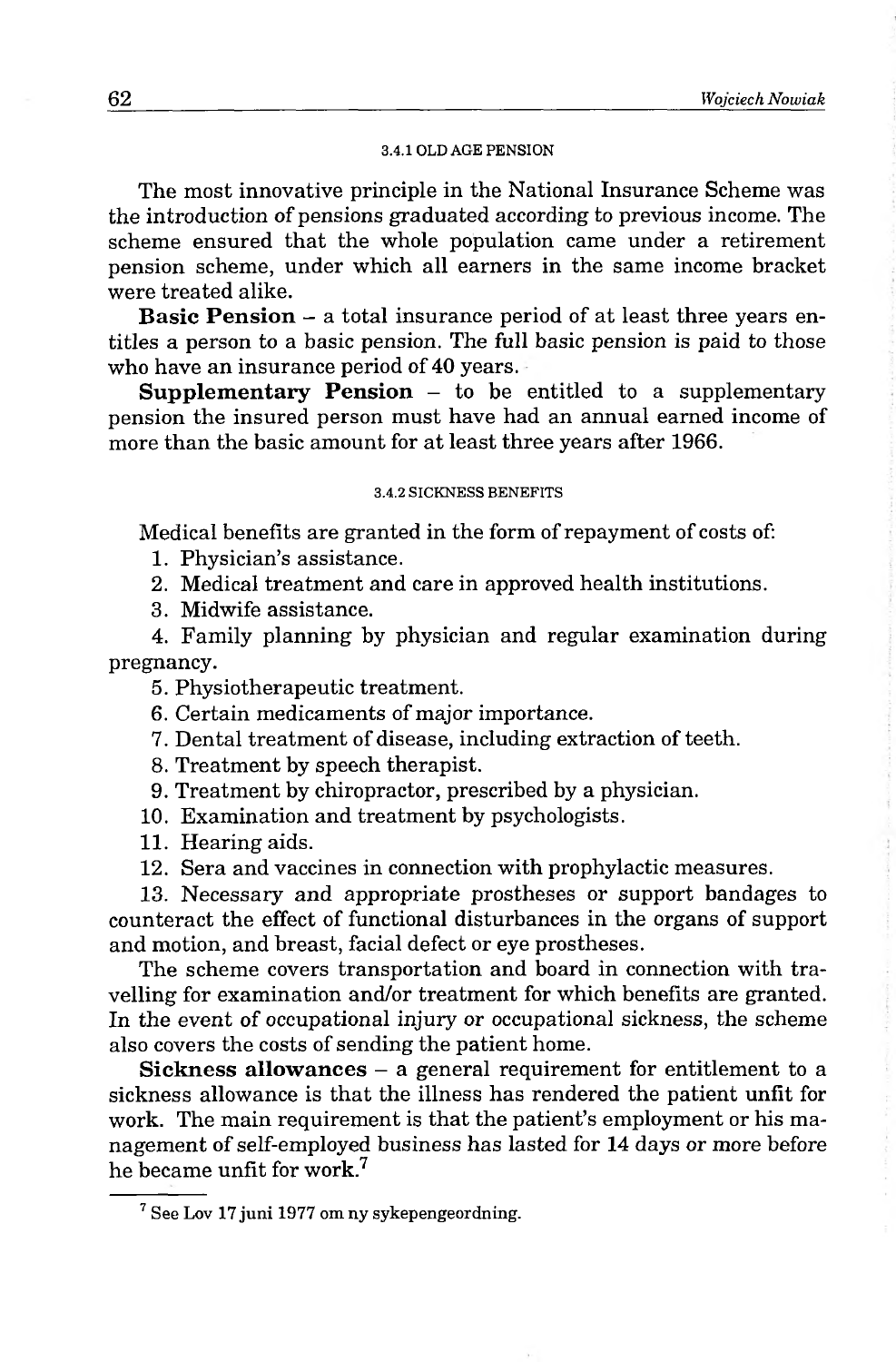### 3.4.1 OLD AGE PENSION

The most innovative principle in the National Insurance Scheme was the introduction of pensions graduated according to previous income. The scheme ensured that the whole population came under a retirement pension scheme, under which all earners in the same income bracket were treated alike.

**Basic Pension** – a total insurance period of at least three years entitles a person to a basic pension. The full basic pension is paid to those who have an insurance period of 40 years.

**Supplementary Pension** – to be entitled to a supplementary pension the insured person must have had an annual earned income of more than the basic amount for at least three years after 1966.

### 3.4.2 SICKNESS BENEFITS

Medical benefits are granted in the form of repayment of costs of:

1. Physician's assistance.
2. Medical treatment and care in approved health institutions.
3. Midwife assistance.
4. Family planning by physician and regular examination during pregnancy.
5. Physiotherapeutic treatment.
6. Certain medicaments of major importance.
7. Dental treatment of disease, including extraction of teeth.
8. Treatment by speech therapist.
9. Treatment by chiropractor, prescribed by a physician.
10. Examination and treatment by psychologists.
11. Hearing aids.
12. Sera and vaccines in connection with prophylactic measures.
13. Necessary and appropriate prostheses or support bandages to counteract the effect of functional disturbances in the organs of support and motion, and breast, facial defect or eye prostheses.

The scheme covers transportation and board in connection with travelling for examination and/or treatment for which benefits are granted. In the event of occupational injury or occupational sickness, the scheme also covers the costs of sending the patient home.

**Sickness allowances** – a general requirement for entitlement to a sickness allowance is that the illness has rendered the patient unfit for work. The main requirement is that the patient's employment or his management of self-employed business has lasted for 14 days or more before he became unfit for work.[7]

[7] See Lov 17 juni 1977 om ny sykepengeordning.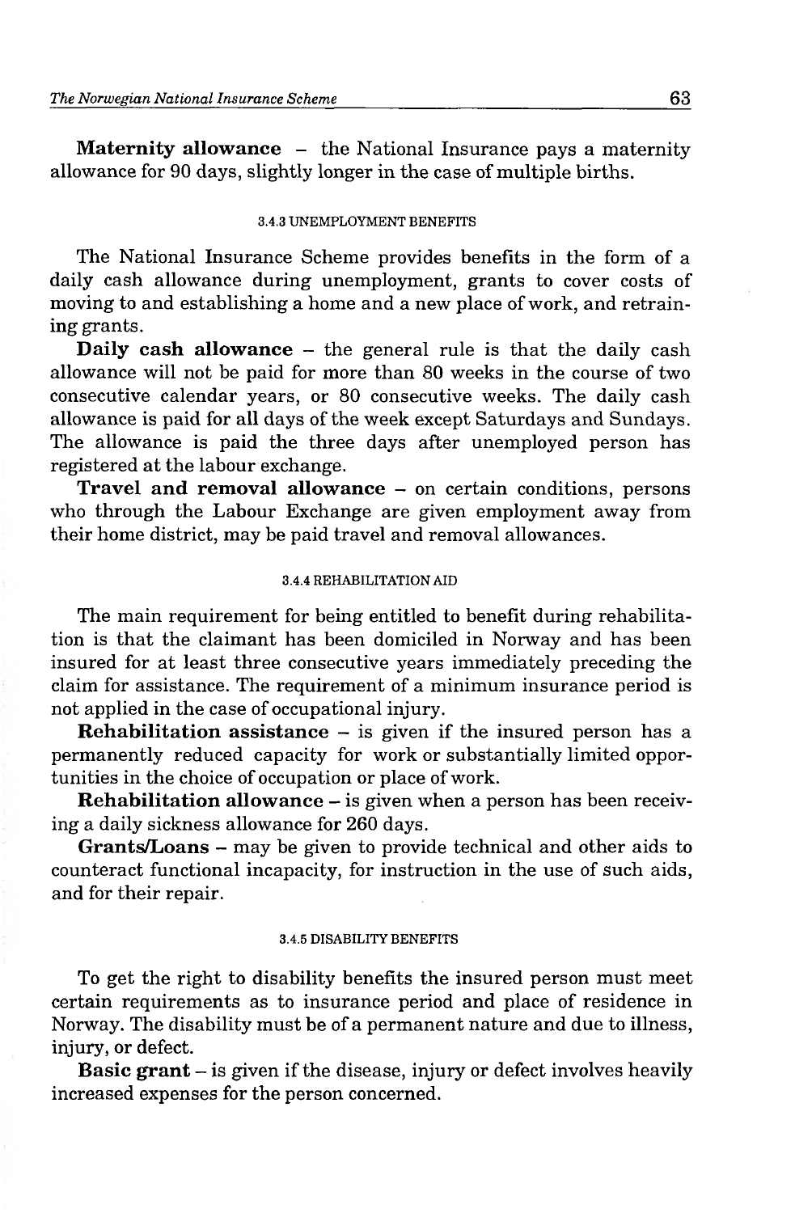**Maternity allowance** – the National Insurance pays a maternity allowance for 90 days, slightly longer in the case of multiple births.

#### 3.4.3 UNEMPLOYMENT BENEFITS

The National Insurance Scheme provides benefits in the form of a daily cash allowance during unemployment, grants to cover costs of moving to and establishing a home and a new place of work, and retraining grants.

**Daily cash allowance** – the general rule is that the daily cash allowance will not be paid for more than 80 weeks in the course of two consecutive calendar years, or 80 consecutive weeks. The daily cash allowance is paid for all days of the week except Saturdays and Sundays. The allowance is paid the three days after unemployed person has registered at the labour exchange.

**Travel and removal allowance** – on certain conditions, persons who through the Labour Exchange are given employment away from their home district, may be paid travel and removal allowances.

#### 3.4.4 REHABILITATION AID

The main requirement for being entitled to benefit during rehabilitation is that the claimant has been domiciled in Norway and has been insured for at least three consecutive years immediately preceding the claim for assistance. The requirement of a minimum insurance period is not applied in the case of occupational injury.

**Rehabilitation assistance** – is given if the insured person has a permanently reduced capacity for work or substantially limited opportunities in the choice of occupation or place of work.

**Rehabilitation allowance** – is given when a person has been receiving a daily sickness allowance for 260 days.

**Grants/Loans** – may be given to provide technical and other aids to counteract functional incapacity, for instruction in the use of such aids, and for their repair.

#### 3.4.5 DISABILITY BENEFITS

To get the right to disability benefits the insured person must meet certain requirements as to insurance period and place of residence in Norway. The disability must be of a permanent nature and due to illness, injury, or defect.

**Basic grant** – is given if the disease, injury or defect involves heavily increased expenses for the person concerned.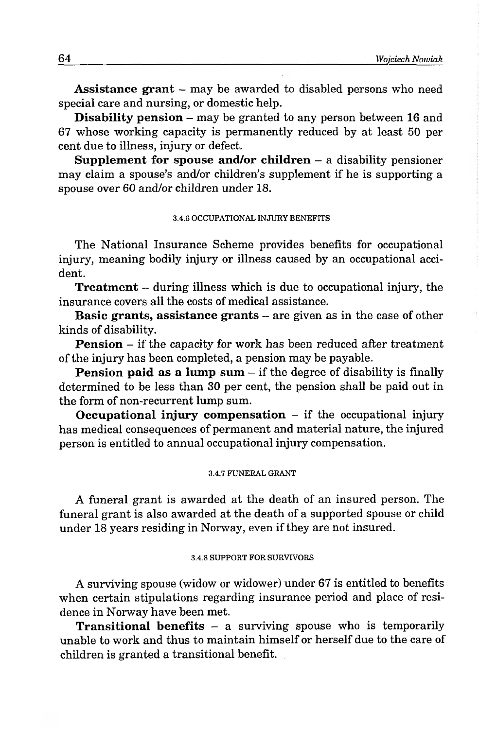**Assistance grant** – may be awarded to disabled persons who need special care and nursing, or domestic help.

**Disability pension** – may be granted to any person between 16 and 67 whose working capacity is permanently reduced by at least 50 per cent due to illness, injury or defect.

**Supplement for spouse and/or children** – a disability pensioner may claim a spouse's and/or children's supplement if he is supporting a spouse over 60 and/or children under 18.

#### 3.4.6 OCCUPATIONAL INJURY BENEFITS

The National Insurance Scheme provides benefits for occupational injury, meaning bodily injury or illness caused by an occupational accident.

**Treatment** – during illness which is due to occupational injury, the insurance covers all the costs of medical assistance.

**Basic grants, assistance grants** – are given as in the case of other kinds of disability.

**Pension** – if the capacity for work has been reduced after treatment of the injury has been completed, a pension may be payable.

**Pension paid as a lump sum** – if the degree of disability is finally determined to be less than 30 per cent, the pension shall be paid out in the form of non-recurrent lump sum.

**Occupational injury compensation** – if the occupational injury has medical consequences of permanent and material nature, the injured person is entitled to annual occupational injury compensation.

#### 3.4.7 FUNERAL GRANT

A funeral grant is awarded at the death of an insured person. The funeral grant is also awarded at the death of a supported spouse or child under 18 years residing in Norway, even if they are not insured.

#### 3.4.8 SUPPORT FOR SURVIVORS

A surviving spouse (widow or widower) under 67 is entitled to benefits when certain stipulations regarding insurance period and place of residence in Norway have been met.

**Transitional benefits** – a surviving spouse who is temporarily unable to work and thus to maintain himself or herself due to the care of children is granted a transitional benefit.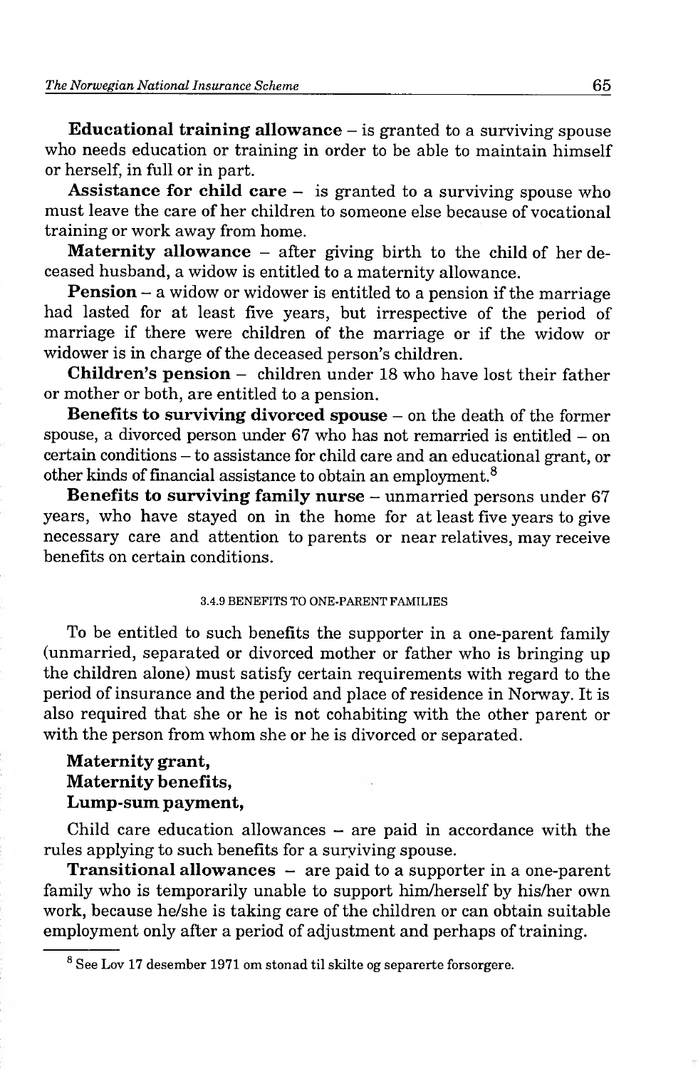**Educational training allowance** – is granted to a surviving spouse who needs education or training in order to be able to maintain himself or herself, in full or in part.

**Assistance for child care** – is granted to a surviving spouse who must leave the care of her children to someone else because of vocational training or work away from home.

**Maternity allowance** – after giving birth to the child of her deceased husband, a widow is entitled to a maternity allowance.

**Pension** – a widow or widower is entitled to a pension if the marriage had lasted for at least five years, but irrespective of the period of marriage if there were children of the marriage or if the widow or widower is in charge of the deceased person's children.

**Children's pension** – children under 18 who have lost their father or mother or both, are entitled to a pension.

**Benefits to surviving divorced spouse** – on the death of the former spouse, a divorced person under 67 who has not remarried is entitled – on certain conditions – to assistance for child care and an educational grant, or other kinds of financial assistance to obtain an employment.[8]

**Benefits to surviving family nurse** – unmarried persons under 67 years, who have stayed on in the home for at least five years to give necessary care and attention to parents or near relatives, may receive benefits on certain conditions.

#### 3.4.9 BENEFITS TO ONE-PARENT FAMILIES

To be entitled to such benefits the supporter in a one-parent family (unmarried, separated or divorced mother or father who is bringing up the children alone) must satisfy certain requirements with regard to the period of insurance and the period and place of residence in Norway. It is also required that she or he is not cohabiting with the other parent or with the person from whom she or he is divorced or separated.

**Maternity grant,**
**Maternity benefits,**
**Lump-sum payment,**

Child care education allowances – are paid in accordance with the rules applying to such benefits for a surviving spouse.

**Transitional allowances** – are paid to a supporter in a one-parent family who is temporarily unable to support him/herself by his/her own work, because he/she is taking care of the children or can obtain suitable employment only after a period of adjustment and perhaps of training.

---

[8] See Lov 17 desember 1971 om stonad til skilte og separerte forsorgere.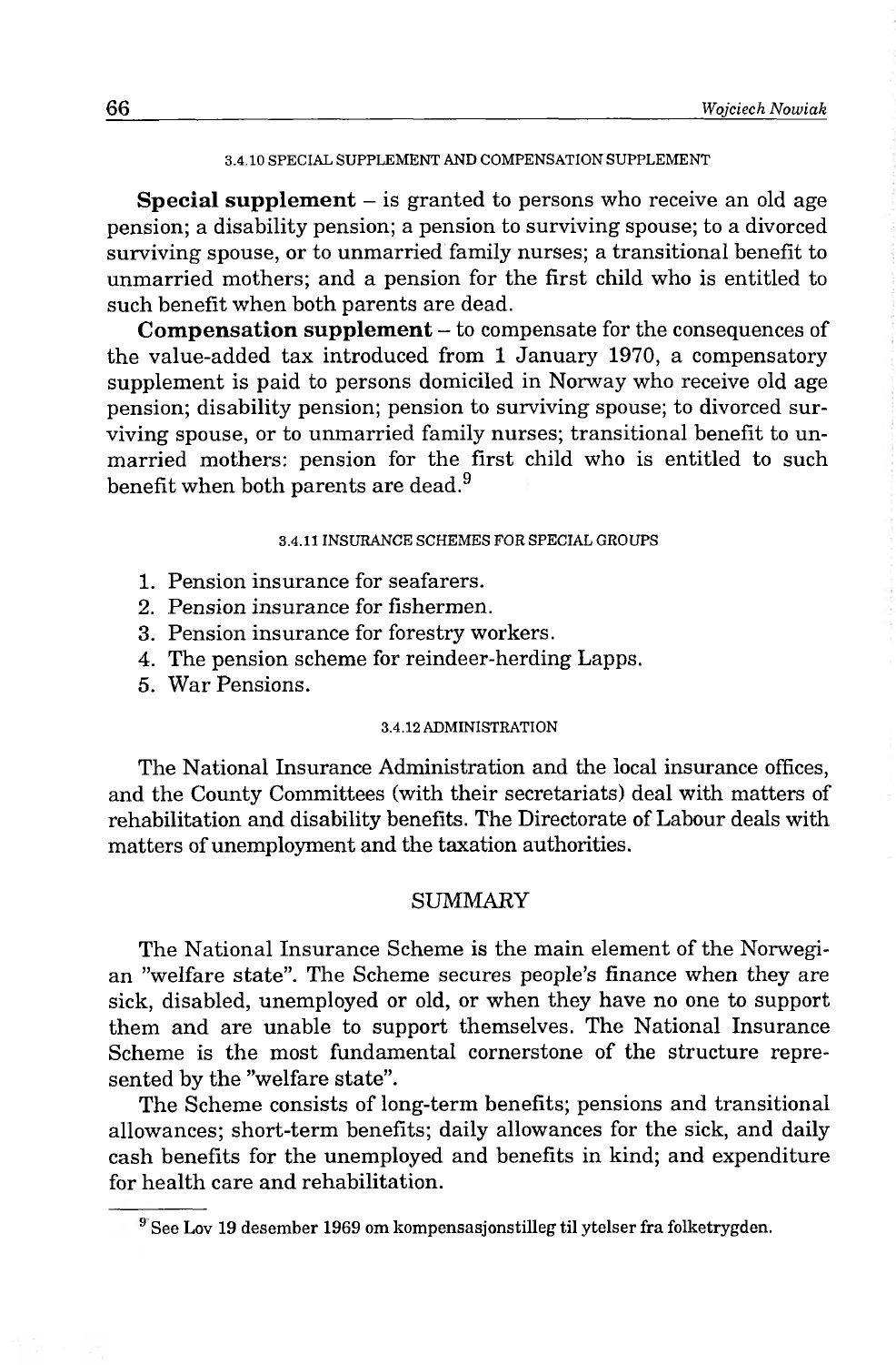### 3.4.10 SPECIAL SUPPLEMENT AND COMPENSATION SUPPLEMENT

**Special supplement** – is granted to persons who receive an old age pension; a disability pension; a pension to surviving spouse; to a divorced surviving spouse, or to unmarried family nurses; a transitional benefit to unmarried mothers; and a pension for the first child who is entitled to such benefit when both parents are dead.

**Compensation supplement** – to compensate for the consequences of the value-added tax introduced from 1 January 1970, a compensatory supplement is paid to persons domiciled in Norway who receive old age pension; disability pension; pension to surviving spouse; to divorced surviving spouse, or to unmarried family nurses; transitional benefit to unmarried mothers: pension for the first child who is entitled to such benefit when both parents are dead.[9]

### 3.4.11 INSURANCE SCHEMES FOR SPECIAL GROUPS

1. Pension insurance for seafarers.
2. Pension insurance for fishermen.
3. Pension insurance for forestry workers.
4. The pension scheme for reindeer-herding Lapps.
5. War Pensions.

### 3.4.12 ADMINISTRATION

The National Insurance Administration and the local insurance offices, and the County Committees (with their secretariats) deal with matters of rehabilitation and disability benefits. The Directorate of Labour deals with matters of unemployment and the taxation authorities.

## SUMMARY

The National Insurance Scheme is the main element of the Norwegian "welfare state". The Scheme secures people's finance when they are sick, disabled, unemployed or old, or when they have no one to support them and are unable to support themselves. The National Insurance Scheme is the most fundamental cornerstone of the structure represented by the "welfare state".

The Scheme consists of long-term benefits; pensions and transitional allowances; short-term benefits; daily allowances for the sick, and daily cash benefits for the unemployed and benefits in kind; and expenditure for health care and rehabilitation.

---

[9] See Lov 19 desember 1969 om kompensasjonstilleg til ytelser fra folketrygden.